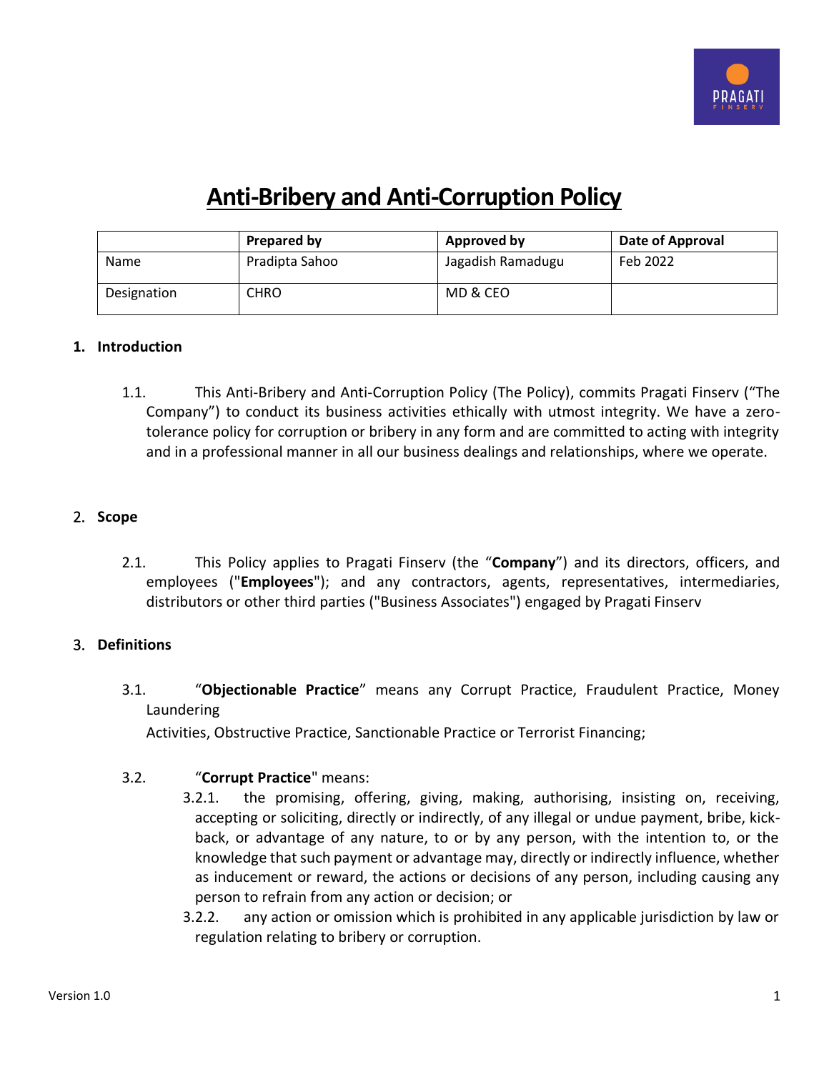# Anti-Bribery and Anti-Corruption Policy

| | Prepared by | Approved by | Date of Approval |
|---|---|---|---|
| Name | Pradipta Sahoo | Jagadish Ramadugu | Feb 2022 |
| Designation | CHRO | MD & CEO | |

## 1. Introduction

1.1. This Anti-Bribery and Anti-Corruption Policy (The Policy), commits Pragati Finserv ("The Company") to conduct its business activities ethically with utmost integrity. We have a zero-tolerance policy for corruption or bribery in any form and are committed to acting with integrity and in a professional manner in all our business dealings and relationships, where we operate.

## 2. Scope

2.1. This Policy applies to Pragati Finserv (the "**Company**") and its directors, officers, and employees ("**Employees**"); and any contractors, agents, representatives, intermediaries, distributors or other third parties ("Business Associates") engaged by Pragati Finserv

## 3. Definitions

3.1. "**Objectionable Practice**" means any Corrupt Practice, Fraudulent Practice, Money Laundering Activities, Obstructive Practice, Sanctionable Practice or Terrorist Financing;

3.2. "**Corrupt Practice**" means:

3.2.1. the promising, offering, giving, making, authorising, insisting on, receiving, accepting or soliciting, directly or indirectly, of any illegal or undue payment, bribe, kick-back, or advantage of any nature, to or by any person, with the intention to, or the knowledge that such payment or advantage may, directly or indirectly influence, whether as inducement or reward, the actions or decisions of any person, including causing any person to refrain from any action or decision; or

3.2.2. any action or omission which is prohibited in any applicable jurisdiction by law or regulation relating to bribery or corruption.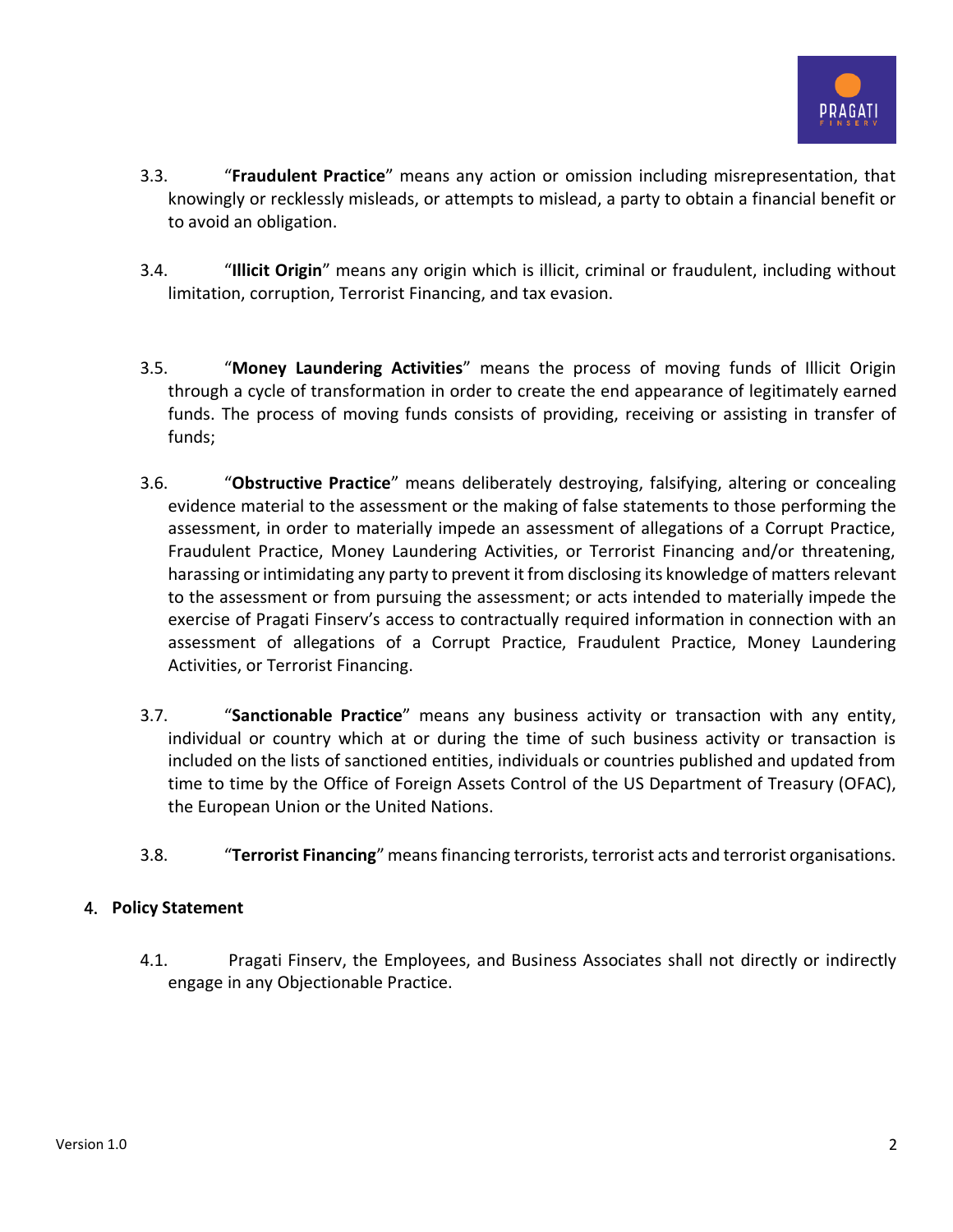3.3. "**Fraudulent Practice**" means any action or omission including misrepresentation, that knowingly or recklessly misleads, or attempts to mislead, a party to obtain a financial benefit or to avoid an obligation.

3.4. "**Illicit Origin**" means any origin which is illicit, criminal or fraudulent, including without limitation, corruption, Terrorist Financing, and tax evasion.

3.5. "**Money Laundering Activities**" means the process of moving funds of Illicit Origin through a cycle of transformation in order to create the end appearance of legitimately earned funds. The process of moving funds consists of providing, receiving or assisting in transfer of funds;

3.6. "**Obstructive Practice**" means deliberately destroying, falsifying, altering or concealing evidence material to the assessment or the making of false statements to those performing the assessment, in order to materially impede an assessment of allegations of a Corrupt Practice, Fraudulent Practice, Money Laundering Activities, or Terrorist Financing and/or threatening, harassing or intimidating any party to prevent it from disclosing its knowledge of matters relevant to the assessment or from pursuing the assessment; or acts intended to materially impede the exercise of Pragati Finserv's access to contractually required information in connection with an assessment of allegations of a Corrupt Practice, Fraudulent Practice, Money Laundering Activities, or Terrorist Financing.

3.7. "**Sanctionable Practice**" means any business activity or transaction with any entity, individual or country which at or during the time of such business activity or transaction is included on the lists of sanctioned entities, individuals or countries published and updated from time to time by the Office of Foreign Assets Control of the US Department of Treasury (OFAC), the European Union or the United Nations.

3.8. "**Terrorist Financing**" means financing terrorists, terrorist acts and terrorist organisations.

## 4. Policy Statement

4.1. Pragati Finserv, the Employees, and Business Associates shall not directly or indirectly engage in any Objectionable Practice.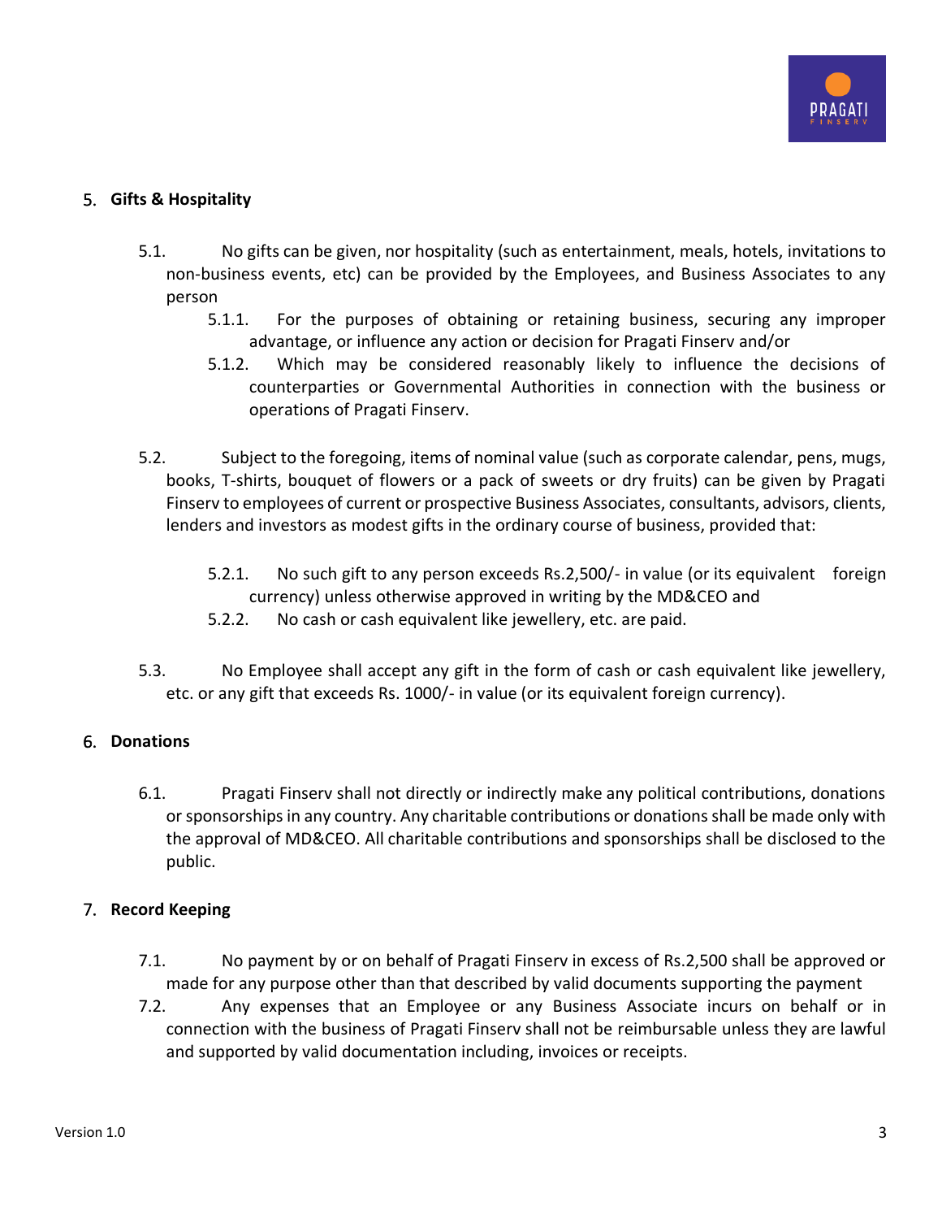## 5. Gifts & Hospitality

5.1. No gifts can be given, nor hospitality (such as entertainment, meals, hotels, invitations to non-business events, etc) can be provided by the Employees, and Business Associates to any person

- 5.1.1. For the purposes of obtaining or retaining business, securing any improper advantage, or influence any action or decision for Pragati Finserv and/or
- 5.1.2. Which may be considered reasonably likely to influence the decisions of counterparties or Governmental Authorities in connection with the business or operations of Pragati Finserv.

5.2. Subject to the foregoing, items of nominal value (such as corporate calendar, pens, mugs, books, T-shirts, bouquet of flowers or a pack of sweets or dry fruits) can be given by Pragati Finserv to employees of current or prospective Business Associates, consultants, advisors, clients, lenders and investors as modest gifts in the ordinary course of business, provided that:

- 5.2.1. No such gift to any person exceeds Rs.2,500/- in value (or its equivalent foreign currency) unless otherwise approved in writing by the MD&CEO and
- 5.2.2. No cash or cash equivalent like jewellery, etc. are paid.

5.3. No Employee shall accept any gift in the form of cash or cash equivalent like jewellery, etc. or any gift that exceeds Rs. 1000/- in value (or its equivalent foreign currency).

## 6. Donations

6.1. Pragati Finserv shall not directly or indirectly make any political contributions, donations or sponsorships in any country. Any charitable contributions or donations shall be made only with the approval of MD&CEO. All charitable contributions and sponsorships shall be disclosed to the public.

## 7. Record Keeping

7.1. No payment by or on behalf of Pragati Finserv in excess of Rs.2,500 shall be approved or made for any purpose other than that described by valid documents supporting the payment

7.2. Any expenses that an Employee or any Business Associate incurs on behalf or in connection with the business of Pragati Finserv shall not be reimbursable unless they are lawful and supported by valid documentation including, invoices or receipts.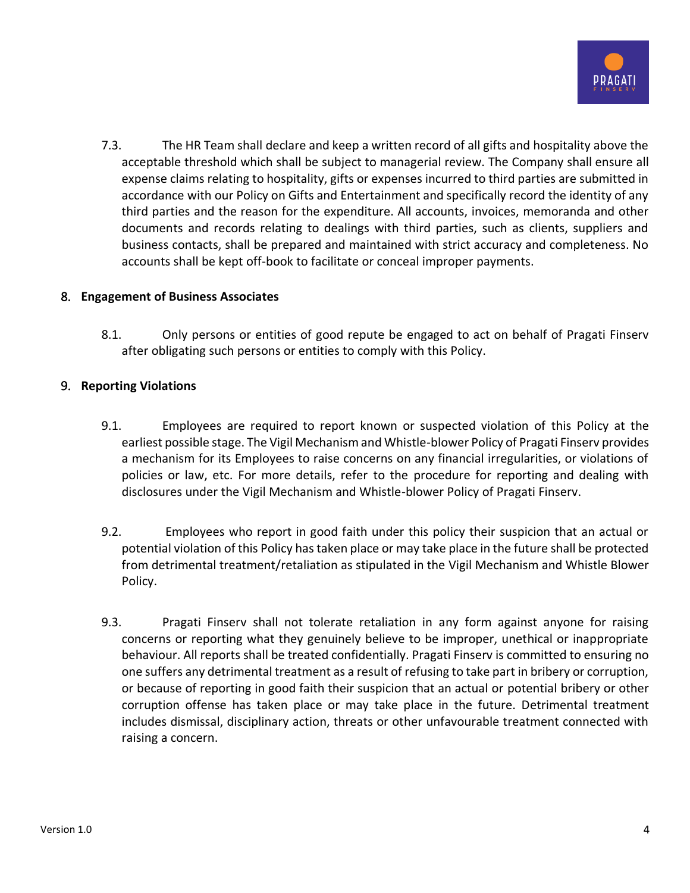7.3. The HR Team shall declare and keep a written record of all gifts and hospitality above the acceptable threshold which shall be subject to managerial review. The Company shall ensure all expense claims relating to hospitality, gifts or expenses incurred to third parties are submitted in accordance with our Policy on Gifts and Entertainment and specifically record the identity of any third parties and the reason for the expenditure. All accounts, invoices, memoranda and other documents and records relating to dealings with third parties, such as clients, suppliers and business contacts, shall be prepared and maintained with strict accuracy and completeness. No accounts shall be kept off-book to facilitate or conceal improper payments.

## 8. Engagement of Business Associates

8.1. Only persons or entities of good repute be engaged to act on behalf of Pragati Finserv after obligating such persons or entities to comply with this Policy.

## 9. Reporting Violations

9.1. Employees are required to report known or suspected violation of this Policy at the earliest possible stage. The Vigil Mechanism and Whistle-blower Policy of Pragati Finserv provides a mechanism for its Employees to raise concerns on any financial irregularities, or violations of policies or law, etc. For more details, refer to the procedure for reporting and dealing with disclosures under the Vigil Mechanism and Whistle-blower Policy of Pragati Finserv.

9.2. Employees who report in good faith under this policy their suspicion that an actual or potential violation of this Policy has taken place or may take place in the future shall be protected from detrimental treatment/retaliation as stipulated in the Vigil Mechanism and Whistle Blower Policy.

9.3. Pragati Finserv shall not tolerate retaliation in any form against anyone for raising concerns or reporting what they genuinely believe to be improper, unethical or inappropriate behaviour. All reports shall be treated confidentially. Pragati Finserv is committed to ensuring no one suffers any detrimental treatment as a result of refusing to take part in bribery or corruption, or because of reporting in good faith their suspicion that an actual or potential bribery or other corruption offense has taken place or may take place in the future. Detrimental treatment includes dismissal, disciplinary action, threats or other unfavourable treatment connected with raising a concern.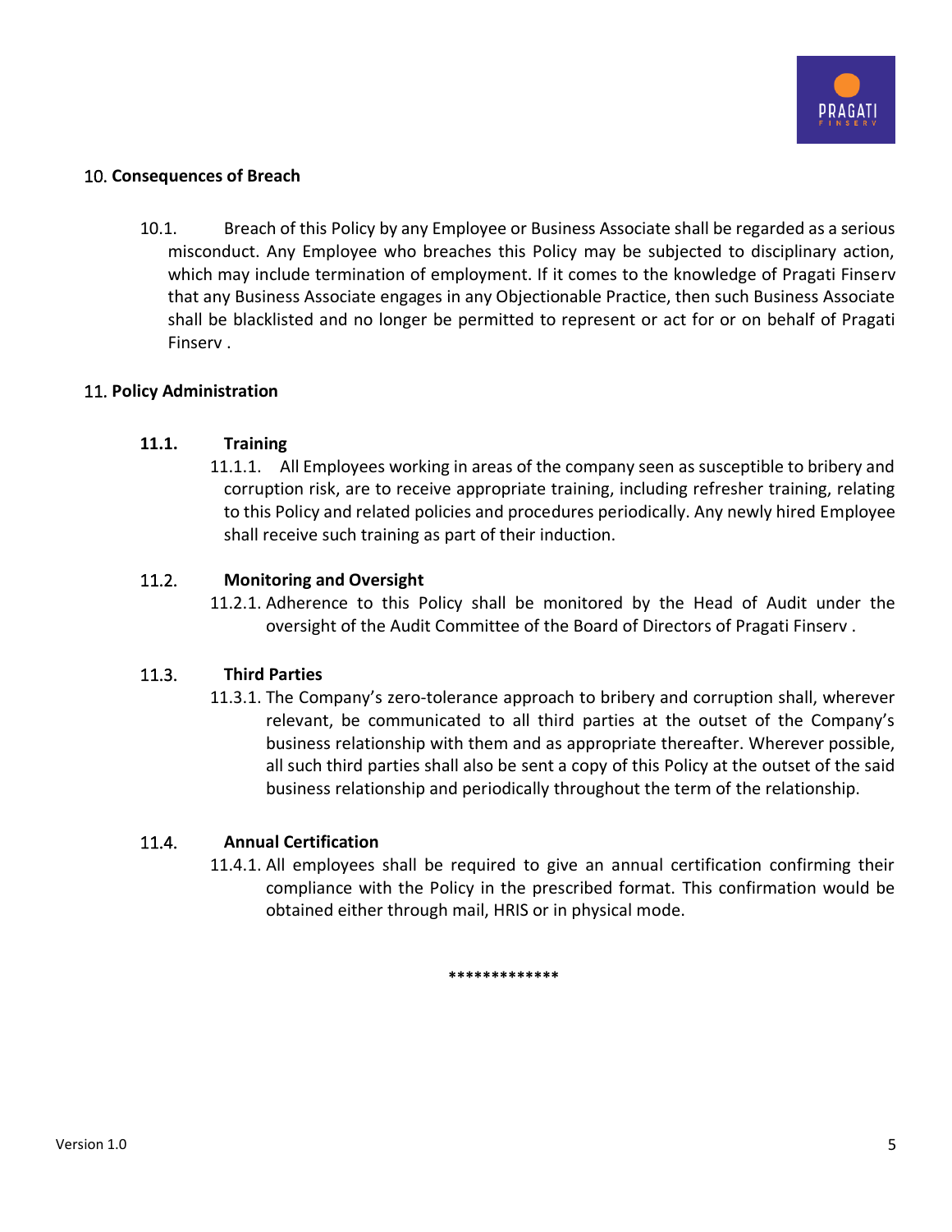## 10. Consequences of Breach

10.1. Breach of this Policy by any Employee or Business Associate shall be regarded as a serious misconduct. Any Employee who breaches this Policy may be subjected to disciplinary action, which may include termination of employment. If it comes to the knowledge of Pragati Finserv that any Business Associate engages in any Objectionable Practice, then such Business Associate shall be blacklisted and no longer be permitted to represent or act for or on behalf of Pragati Finserv .

## 11. Policy Administration

### 11.1. Training

11.1.1. All Employees working in areas of the company seen as susceptible to bribery and corruption risk, are to receive appropriate training, including refresher training, relating to this Policy and related policies and procedures periodically. Any newly hired Employee shall receive such training as part of their induction.

### 11.2. Monitoring and Oversight

11.2.1. Adherence to this Policy shall be monitored by the Head of Audit under the oversight of the Audit Committee of the Board of Directors of Pragati Finserv .

### 11.3. Third Parties

11.3.1. The Company's zero-tolerance approach to bribery and corruption shall, wherever relevant, be communicated to all third parties at the outset of the Company's business relationship with them and as appropriate thereafter. Wherever possible, all such third parties shall also be sent a copy of this Policy at the outset of the said business relationship and periodically throughout the term of the relationship.

### 11.4. Annual Certification

11.4.1. All employees shall be required to give an annual certification confirming their compliance with the Policy in the prescribed format. This confirmation would be obtained either through mail, HRIS or in physical mode.

*************

Version 1.0